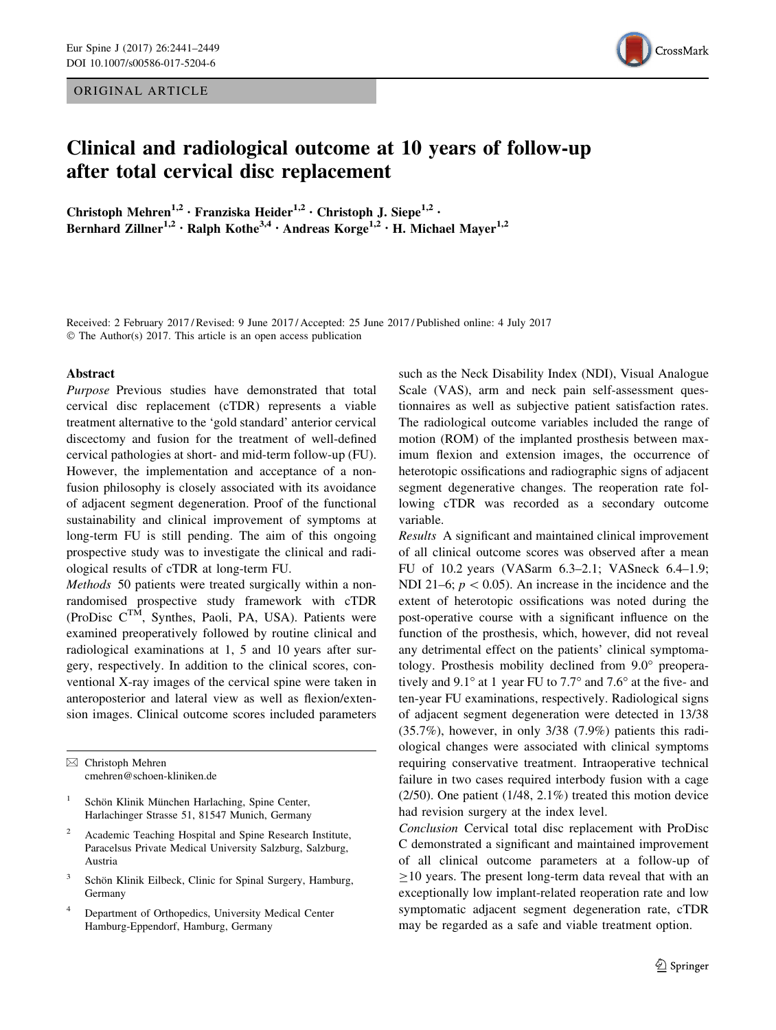ORIGINAL ARTICLE

# Clinical and radiological outcome at 10 years of follow-up after total cervical disc replacement

Christoph Mehren[1,2] · Franziska Heider[1,2] · Christoph J. Siepe[1,2] · Bernhard Zillner[1,2] · Ralph Kothe[3,4] · Andreas Korge[1,2] · H. Michael Mayer[1,2]

Received: 2 February 2017 / Revised: 9 June 2017 / Accepted: 25 June 2017 / Published online: 4 July 2017
© The Author(s) 2017. This article is an open access publication

## Abstract

*Purpose* Previous studies have demonstrated that total cervical disc replacement (cTDR) represents a viable treatment alternative to the 'gold standard' anterior cervical discectomy and fusion for the treatment of well-defined cervical pathologies at short- and mid-term follow-up (FU). However, the implementation and acceptance of a non-fusion philosophy is closely associated with its avoidance of adjacent segment degeneration. Proof of the functional sustainability and clinical improvement of symptoms at long-term FU is still pending. The aim of this ongoing prospective study was to investigate the clinical and radiological results of cTDR at long-term FU.

*Methods* 50 patients were treated surgically within a non-randomised prospective study framework with cTDR (ProDisc C™, Synthes, Paoli, PA, USA). Patients were examined preoperatively followed by routine clinical and radiological examinations at 1, 5 and 10 years after surgery, respectively. In addition to the clinical scores, conventional X-ray images of the cervical spine were taken in anteroposterior and lateral view as well as flexion/extension images. Clinical outcome scores included parameters such as the Neck Disability Index (NDI), Visual Analogue Scale (VAS), arm and neck pain self-assessment questionnaires as well as subjective patient satisfaction rates. The radiological outcome variables included the range of motion (ROM) of the implanted prosthesis between maximum flexion and extension images, the occurrence of heterotopic ossifications and radiographic signs of adjacent segment degenerative changes. The reoperation rate following cTDR was recorded as a secondary outcome variable.

*Results* A significant and maintained clinical improvement of all clinical outcome scores was observed after a mean FU of 10.2 years (VASarm 6.3–2.1; VASneck 6.4–1.9; NDI 21–6; $p < 0.05$). An increase in the incidence and the extent of heterotopic ossifications was noted during the post-operative course with a significant influence on the function of the prosthesis, which, however, did not reveal any detrimental effect on the patients' clinical symptomatology. Prosthesis mobility declined from 9.0° preoperatively and 9.1° at 1 year FU to 7.7° and 7.6° at the five- and ten-year FU examinations, respectively. Radiological signs of adjacent segment degeneration were detected in 13/38 (35.7%), however, in only 3/38 (7.9%) patients this radiological changes were associated with clinical symptoms requiring conservative treatment. Intraoperative technical failure in two cases required interbody fusion with a cage (2/50). One patient (1/48, 2.1%) treated this motion device had revision surgery at the index level.

*Conclusion* Cervical total disc replacement with ProDisc C demonstrated a significant and maintained improvement of all clinical outcome parameters at a follow-up of ≥10 years. The present long-term data reveal that with an exceptionally low implant-related reoperation rate and low symptomatic adjacent segment degeneration rate, cTDR may be regarded as a safe and viable treatment option.

---

✉ Christoph Mehren
cmehren@schoen-kliniken.de

[1] Schön Klinik München Harlaching, Spine Center, Harlachinger Strasse 51, 81547 Munich, Germany

[2] Academic Teaching Hospital and Spine Research Institute, Paracelsus Private Medical University Salzburg, Salzburg, Austria

[3] Schön Klinik Eilbeck, Clinic for Spinal Surgery, Hamburg, Germany

[4] Department of Orthopedics, University Medical Center Hamburg-Eppendorf, Hamburg, Germany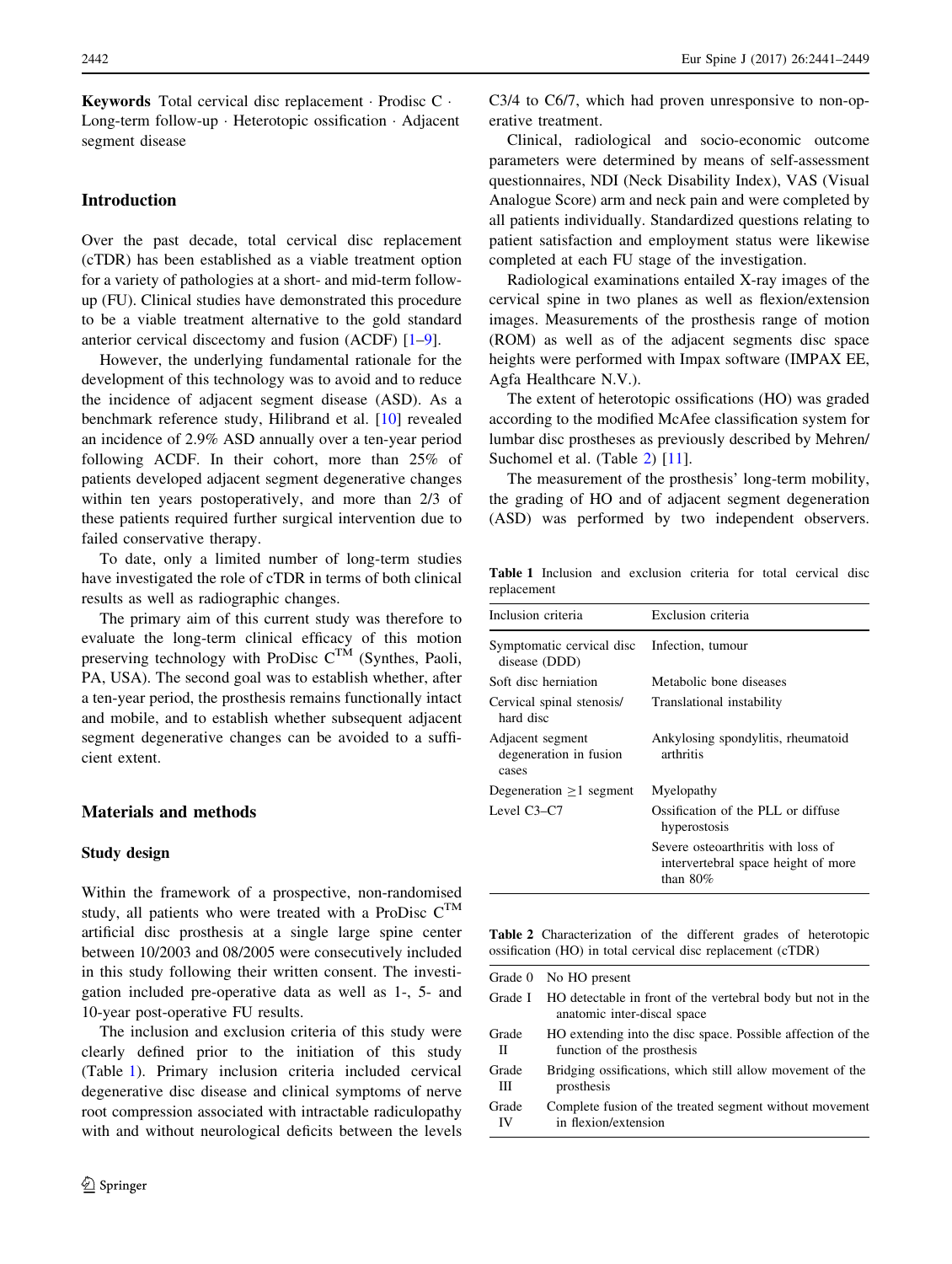**Keywords** Total cervical disc replacement · Prodisc C · Long-term follow-up · Heterotopic ossification · Adjacent segment disease

## Introduction

Over the past decade, total cervical disc replacement (cTDR) has been established as a viable treatment option for a variety of pathologies at a short- and mid-term follow-up (FU). Clinical studies have demonstrated this procedure to be a viable treatment alternative to the gold standard anterior cervical discectomy and fusion (ACDF) [1–9].

However, the underlying fundamental rationale for the development of this technology was to avoid and to reduce the incidence of adjacent segment disease (ASD). As a benchmark reference study, Hilibrand et al. [10] revealed an incidence of 2.9% ASD annually over a ten-year period following ACDF. In their cohort, more than 25% of patients developed adjacent segment degenerative changes within ten years postoperatively, and more than 2/3 of these patients required further surgical intervention due to failed conservative therapy.

To date, only a limited number of long-term studies have investigated the role of cTDR in terms of both clinical results as well as radiographic changes.

The primary aim of this current study was therefore to evaluate the long-term clinical efficacy of this motion preserving technology with ProDisc C™ (Synthes, Paoli, PA, USA). The second goal was to establish whether, after a ten-year period, the prosthesis remains functionally intact and mobile, and to establish whether subsequent adjacent segment degenerative changes can be avoided to a sufficient extent.

## Materials and methods

### Study design

Within the framework of a prospective, non-randomised study, all patients who were treated with a ProDisc C™ artificial disc prosthesis at a single large spine center between 10/2003 and 08/2005 were consecutively included in this study following their written consent. The investigation included pre-operative data as well as 1-, 5- and 10-year post-operative FU results.

The inclusion and exclusion criteria of this study were clearly defined prior to the initiation of this study (Table 1). Primary inclusion criteria included cervical degenerative disc disease and clinical symptoms of nerve root compression associated with intractable radiculopathy with and without neurological deficits between the levels C3/4 to C6/7, which had proven unresponsive to non-operative treatment.

Clinical, radiological and socio-economic outcome parameters were determined by means of self-assessment questionnaires, NDI (Neck Disability Index), VAS (Visual Analogue Score) arm and neck pain and were completed by all patients individually. Standardized questions relating to patient satisfaction and employment status were likewise completed at each FU stage of the investigation.

Radiological examinations entailed X-ray images of the cervical spine in two planes as well as flexion/extension images. Measurements of the prosthesis range of motion (ROM) as well as of the adjacent segments disc space heights were performed with Impax software (IMPAX EE, Agfa Healthcare N.V.).

The extent of heterotopic ossifications (HO) was graded according to the modified McAfee classification system for lumbar disc prostheses as previously described by Mehren/Suchomel et al. (Table 2) [11].

The measurement of the prosthesis' long-term mobility, the grading of HO and of adjacent segment degeneration (ASD) was performed by two independent observers.

**Table 1** Inclusion and exclusion criteria for total cervical disc replacement

| Inclusion criteria | Exclusion criteria |
|---|---|
| Symptomatic cervical disc disease (DDD) | Infection, tumour |
| Soft disc herniation | Metabolic bone diseases |
| Cervical spinal stenosis/hard disc | Translational instability |
| Adjacent segment degeneration in fusion cases | Ankylosing spondylitis, rheumatoid arthritis |
| Degeneration $\geq$1 segment | Myelopathy |
| Level C3–C7 | Ossification of the PLL or diffuse hyperostosis |
| | Severe osteoarthritis with loss of intervertebral space height of more than 80% |

**Table 2** Characterization of the different grades of heterotopic ossification (HO) in total cervical disc replacement (cTDR)

| | |
|---|---|
| Grade 0 | No HO present |
| Grade I | HO detectable in front of the vertebral body but not in the anatomic inter-discal space |
| Grade II | HO extending into the disc space. Possible affection of the function of the prosthesis |
| Grade III | Bridging ossifications, which still allow movement of the prosthesis |
| Grade IV | Complete fusion of the treated segment without movement in flexion/extension |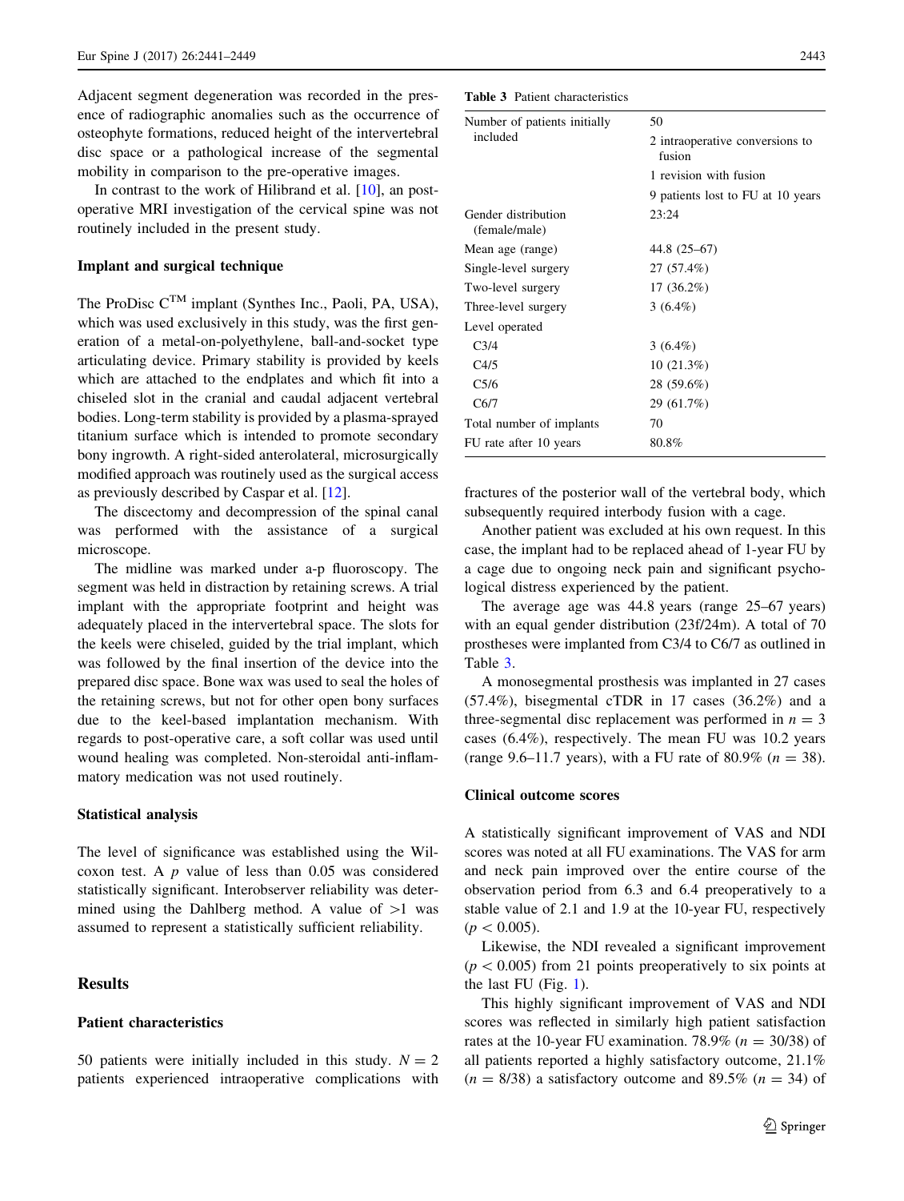Adjacent segment degeneration was recorded in the presence of radiographic anomalies such as the occurrence of osteophyte formations, reduced height of the intervertebral disc space or a pathological increase of the segmental mobility in comparison to the pre-operative images.

In contrast to the work of Hilibrand et al. [10], an post-operative MRI investigation of the cervical spine was not routinely included in the present study.

### Implant and surgical technique

The ProDisc C™ implant (Synthes Inc., Paoli, PA, USA), which was used exclusively in this study, was the first generation of a metal-on-polyethylene, ball-and-socket type articulating device. Primary stability is provided by keels which are attached to the endplates and which fit into a chiseled slot in the cranial and caudal adjacent vertebral bodies. Long-term stability is provided by a plasma-sprayed titanium surface which is intended to promote secondary bony ingrowth. A right-sided anterolateral, microsurgically modified approach was routinely used as the surgical access as previously described by Caspar et al. [12].

The discectomy and decompression of the spinal canal was performed with the assistance of a surgical microscope.

The midline was marked under a-p fluoroscopy. The segment was held in distraction by retaining screws. A trial implant with the appropriate footprint and height was adequately placed in the intervertebral space. The slots for the keels were chiseled, guided by the trial implant, which was followed by the final insertion of the device into the prepared disc space. Bone wax was used to seal the holes of the retaining screws, but not for other open bony surfaces due to the keel-based implantation mechanism. With regards to post-operative care, a soft collar was used until wound healing was completed. Non-steroidal anti-inflammatory medication was not used routinely.

### Statistical analysis

The level of significance was established using the Wilcoxon test. A $p$ value of less than 0.05 was considered statistically significant. Interobserver reliability was determined using the Dahlberg method. A value of >1 was assumed to represent a statistically sufficient reliability.

## Results

### Patient characteristics

50 patients were initially included in this study. $N = 2$ patients experienced intraoperative complications with fractures of the posterior wall of the vertebral body, which subsequently required interbody fusion with a cage.

Another patient was excluded at his own request. In this case, the implant had to be replaced ahead of 1-year FU by a cage due to ongoing neck pain and significant psychological distress experienced by the patient.

The average age was 44.8 years (range 25–67 years) with an equal gender distribution (23f/24m). A total of 70 prostheses were implanted from C3/4 to C6/7 as outlined in Table 3.

A monosegmental prosthesis was implanted in 27 cases (57.4%), bisegmental cTDR in 17 cases (36.2%) and a three-segmental disc replacement was performed in $n = 3$ cases (6.4%), respectively. The mean FU was 10.2 years (range 9.6–11.7 years), with a FU rate of 80.9% ($n = 38$).

**Table 3** Patient characteristics

| | |
|---|---|
| Number of patients initially included | 50 |
| | 2 intraoperative conversions to fusion |
| | 1 revision with fusion |
| | 9 patients lost to FU at 10 years |
| Gender distribution (female/male) | 23:24 |
| Mean age (range) | 44.8 (25–67) |
| Single-level surgery | 27 (57.4%) |
| Two-level surgery | 17 (36.2%) |
| Three-level surgery | 3 (6.4%) |
| Level operated | |
| C3/4 | 3 (6.4%) |
| C4/5 | 10 (21.3%) |
| C5/6 | 28 (59.6%) |
| C6/7 | 29 (61.7%) |
| Total number of implants | 70 |
| FU rate after 10 years | 80.8% |

### Clinical outcome scores

A statistically significant improvement of VAS and NDI scores was noted at all FU examinations. The VAS for arm and neck pain improved over the entire course of the observation period from 6.3 and 6.4 preoperatively to a stable value of 2.1 and 1.9 at the 10-year FU, respectively ($p < 0.005$).

Likewise, the NDI revealed a significant improvement ($p < 0.005$) from 21 points preoperatively to six points at the last FU (Fig. 1).

This highly significant improvement of VAS and NDI scores was reflected in similarly high patient satisfaction rates at the 10-year FU examination. 78.9% ($n = 30/38$) of all patients reported a highly satisfactory outcome, 21.1% ($n = 8/38$) a satisfactory outcome and 89.5% ($n = 34$) of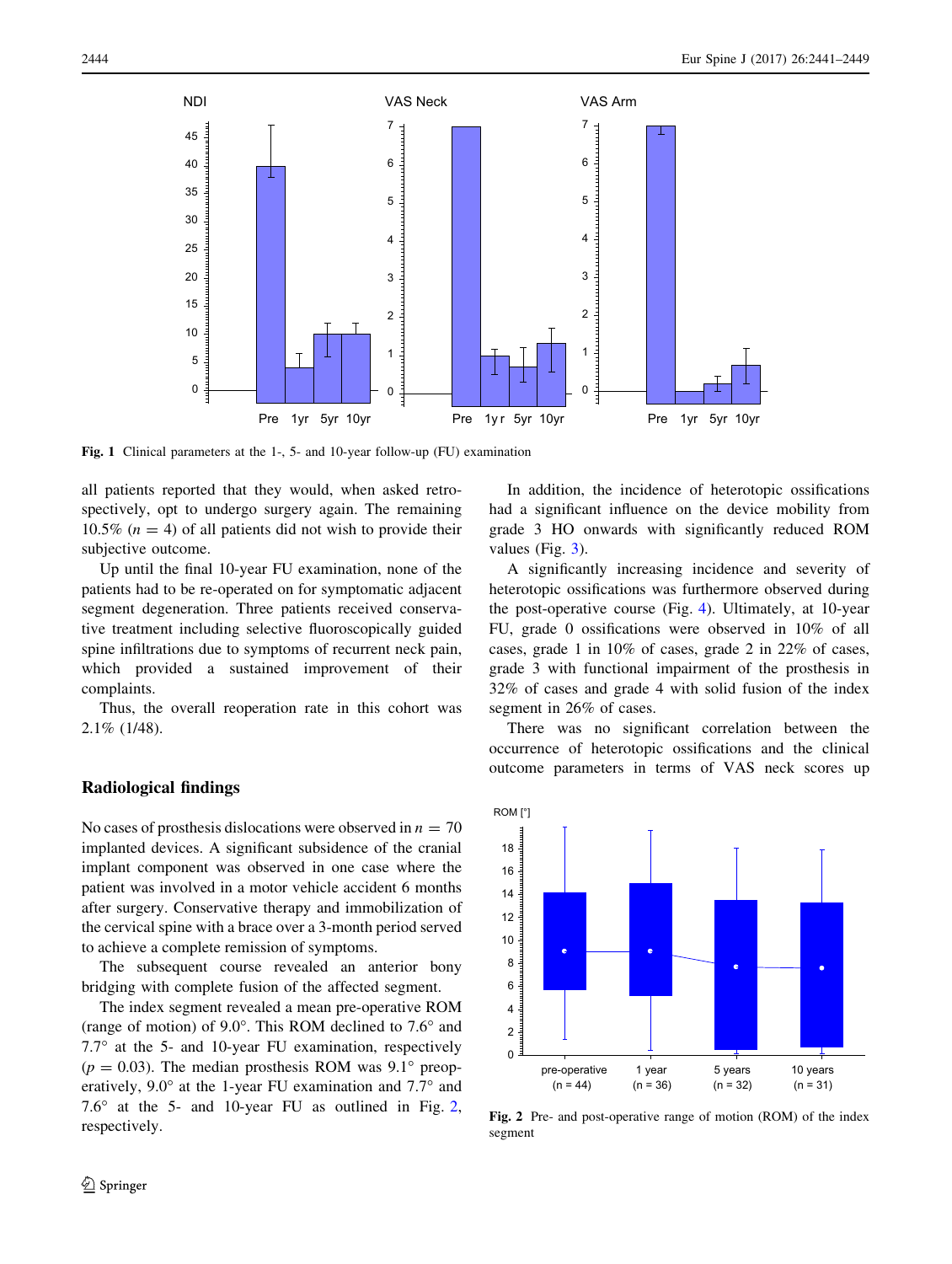NDI
45
40
35
30
25
20
15
10
5
0
Pre 1yr 5yr 10yr

VAS Neck
7
6
5
4
3
2
1
0
Pre 1y r 5yr 10yr

VAS Arm
7
6
5
4
3
2
1
0
Pre 1yr 5yr 10yr

**Fig. 1** Clinical parameters at the 1-, 5- and 10-year follow-up (FU) examination

all patients reported that they would, when asked retrospectively, opt to undergo surgery again. The remaining 10.5% ($n = 4$) of all patients did not wish to provide their subjective outcome.

Up until the final 10-year FU examination, none of the patients had to be re-operated on for symptomatic adjacent segment degeneration. Three patients received conservative treatment including selective fluoroscopically guided spine infiltrations due to symptoms of recurrent neck pain, which provided a sustained improvement of their complaints.

Thus, the overall reoperation rate in this cohort was 2.1% (1/48).

## Radiological findings

No cases of prosthesis dislocations were observed in $n = 70$ implanted devices. A significant subsidence of the cranial implant component was observed in one case where the patient was involved in a motor vehicle accident 6 months after surgery. Conservative therapy and immobilization of the cervical spine with a brace over a 3-month period served to achieve a complete remission of symptoms.

The subsequent course revealed an anterior bony bridging with complete fusion of the affected segment.

The index segment revealed a mean pre-operative ROM (range of motion) of 9.0°. This ROM declined to 7.6° and 7.7° at the 5- and 10-year FU examination, respectively ($p = 0.03$). The median prosthesis ROM was 9.1° preoperatively, 9.0° at the 1-year FU examination and 7.7° and 7.6° at the 5- and 10-year FU as outlined in Fig. 2, respectively.

In addition, the incidence of heterotopic ossifications had a significant influence on the device mobility from grade 3 HO onwards with significantly reduced ROM values (Fig. 3).

A significantly increasing incidence and severity of heterotopic ossifications was furthermore observed during the post-operative course (Fig. 4). Ultimately, at 10-year FU, grade 0 ossifications were observed in 10% of all cases, grade 1 in 10% of cases, grade 2 in 22% of cases, grade 3 with functional impairment of the prosthesis in 32% of cases and grade 4 with solid fusion of the index segment in 26% of cases.

There was no significant correlation between the occurrence of heterotopic ossifications and the clinical outcome parameters in terms of VAS neck scores up

ROM [°]
18
16
14
12
10
8
6
4
2
0
pre-operative (n = 44)
1 year (n = 36)
5 years (n = 32)
10 years (n = 31)

**Fig. 2** Pre- and post-operative range of motion (ROM) of the index segment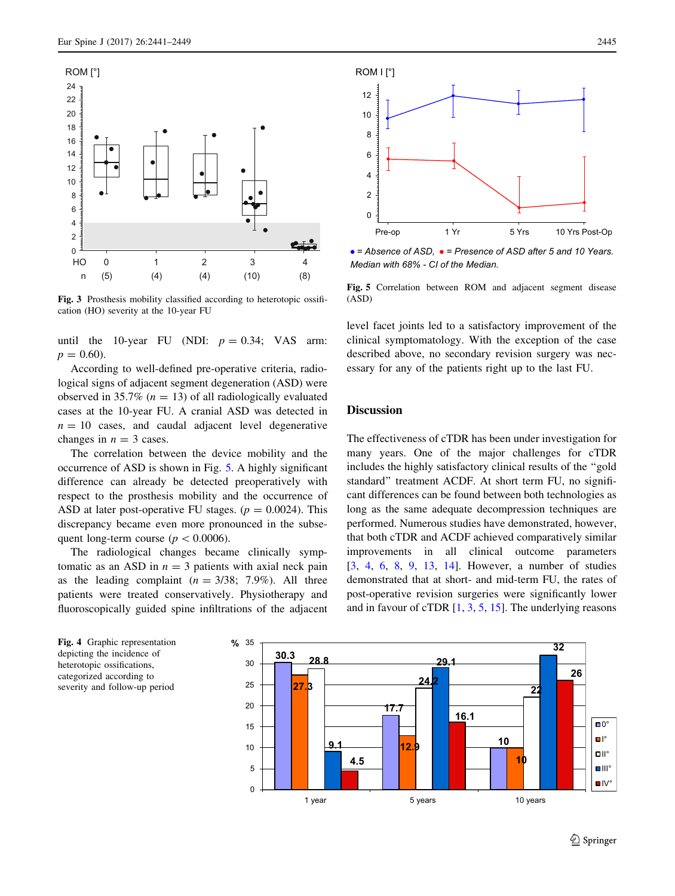ROM [°]

24
22
20
18
16
14
12
10
8
6
4
2
0

HO 0 1 2 3 4

n (5) (4) (4) (10) (8)

**Fig. 3** Prosthesis mobility classified according to heterotopic ossification (HO) severity at the 10-year FU

ROM I [°]

12
10
8
6
4
2
0

Pre-op 1 Yr 5 Yrs 10 Yrs Post-Op

*● = Absence of ASD, ● = Presence of ASD after 5 and 10 Years. Median with 68% - CI of the Median.*

**Fig. 5** Correlation between ROM and adjacent segment disease (ASD)

until the 10-year FU (NDI: $p = 0.34$; VAS arm: $p = 0.60$).

According to well-defined pre-operative criteria, radiological signs of adjacent segment degeneration (ASD) were observed in 35.7% ($n = 13$) of all radiologically evaluated cases at the 10-year FU. A cranial ASD was detected in $n = 10$ cases, and caudal adjacent level degenerative changes in $n = 3$ cases.

The correlation between the device mobility and the occurrence of ASD is shown in Fig. 5. A highly significant difference can already be detected preoperatively with respect to the prosthesis mobility and the occurrence of ASD at later post-operative FU stages. ($p = 0.0024$). This discrepancy became even more pronounced in the subsequent long-term course ($p < 0.0006$).

The radiological changes became clinically symptomatic as an ASD in $n = 3$ patients with axial neck pain as the leading complaint ($n = 3/38$; 7.9%). All three patients were treated conservatively. Physiotherapy and fluoroscopically guided spine infiltrations of the adjacent level facet joints led to a satisfactory improvement of the clinical symptomatology. With the exception of the case described above, no secondary revision surgery was necessary for any of the patients right up to the last FU.

## Discussion

The effectiveness of cTDR has been under investigation for many years. One of the major challenges for cTDR includes the highly satisfactory clinical results of the "gold standard" treatment ACDF. At short term FU, no significant differences can be found between both technologies as long as the same adequate decompression techniques are performed. Numerous studies have demonstrated, however, that both cTDR and ACDF achieved comparatively similar improvements in all clinical outcome parameters [3, 4, 6, 8, 9, 13, 14]. However, a number of studies demonstrated that at short- and mid-term FU, the rates of post-operative revision surgeries were significantly lower and in favour of cTDR [1, 3, 5, 15]. The underlying reasons

%
35
30
25
20
15
10
5
0

30.3 27.3 28.8 9.1 4.5
17.7 12.9 24.2 29.1 16.1
10 10 22 32 26

1 year 5 years 10 years

0° I° II° III° IV°

**Fig. 4** Graphic representation depicting the incidence of heterotopic ossifications, categorized according to severity and follow-up period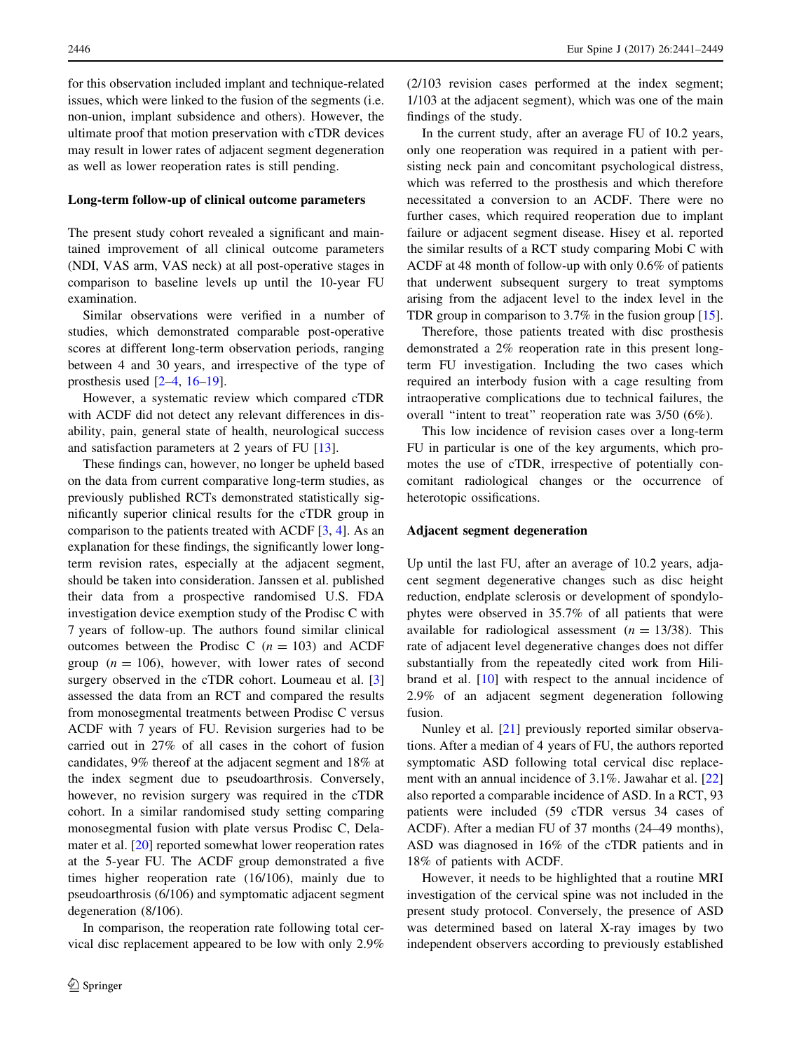for this observation included implant and technique-related issues, which were linked to the fusion of the segments (i.e. non-union, implant subsidence and others). However, the ultimate proof that motion preservation with cTDR devices may result in lower rates of adjacent segment degeneration as well as lower reoperation rates is still pending.

## Long-term follow-up of clinical outcome parameters

The present study cohort revealed a significant and maintained improvement of all clinical outcome parameters (NDI, VAS arm, VAS neck) at all post-operative stages in comparison to baseline levels up until the 10-year FU examination.

Similar observations were verified in a number of studies, which demonstrated comparable post-operative scores at different long-term observation periods, ranging between 4 and 30 years, and irrespective of the type of prosthesis used [2–4, 16–19].

However, a systematic review which compared cTDR with ACDF did not detect any relevant differences in disability, pain, general state of health, neurological success and satisfaction parameters at 2 years of FU [13].

These findings can, however, no longer be upheld based on the data from current comparative long-term studies, as previously published RCTs demonstrated statistically significantly superior clinical results for the cTDR group in comparison to the patients treated with ACDF [3, 4]. As an explanation for these findings, the significantly lower long-term revision rates, especially at the adjacent segment, should be taken into consideration. Janssen et al. published their data from a prospective randomised U.S. FDA investigation device exemption study of the Prodisc C with 7 years of follow-up. The authors found similar clinical outcomes between the Prodisc C ($n = 103$) and ACDF group ($n = 106$), however, with lower rates of second surgery observed in the cTDR cohort. Loumeau et al. [3] assessed the data from an RCT and compared the results from monosegmental treatments between Prodisc C versus ACDF with 7 years of FU. Revision surgeries had to be carried out in 27% of all cases in the cohort of fusion candidates, 9% thereof at the adjacent segment and 18% at the index segment due to pseudoarthrosis. Conversely, however, no revision surgery was required in the cTDR cohort. In a similar randomised study setting comparing monosegmental fusion with plate versus Prodisc C, Delamater et al. [20] reported somewhat lower reoperation rates at the 5-year FU. The ACDF group demonstrated a five times higher reoperation rate (16/106), mainly due to pseudoarthrosis (6/106) and symptomatic adjacent segment degeneration (8/106).

In comparison, the reoperation rate following total cervical disc replacement appeared to be low with only 2.9% (2/103 revision cases performed at the index segment; 1/103 at the adjacent segment), which was one of the main findings of the study.

In the current study, after an average FU of 10.2 years, only one reoperation was required in a patient with persisting neck pain and concomitant psychological distress, which was referred to the prosthesis and which therefore necessitated a conversion to an ACDF. There were no further cases, which required reoperation due to implant failure or adjacent segment disease. Hisey et al. reported the similar results of a RCT study comparing Mobi C with ACDF at 48 month of follow-up with only 0.6% of patients that underwent subsequent surgery to treat symptoms arising from the adjacent level to the index level in the TDR group in comparison to 3.7% in the fusion group [15].

Therefore, those patients treated with disc prosthesis demonstrated a 2% reoperation rate in this present long-term FU investigation. Including the two cases which required an interbody fusion with a cage resulting from intraoperative complications due to technical failures, the overall "intent to treat" reoperation rate was 3/50 (6%).

This low incidence of revision cases over a long-term FU in particular is one of the key arguments, which promotes the use of cTDR, irrespective of potentially concomitant radiological changes or the occurrence of heterotopic ossifications.

## Adjacent segment degeneration

Up until the last FU, after an average of 10.2 years, adjacent segment degenerative changes such as disc height reduction, endplate sclerosis or development of spondylophytes were observed in 35.7% of all patients that were available for radiological assessment ($n = 13/38$). This rate of adjacent level degenerative changes does not differ substantially from the repeatedly cited work from Hilibrand et al. [10] with respect to the annual incidence of 2.9% of an adjacent segment degeneration following fusion.

Nunley et al. [21] previously reported similar observations. After a median of 4 years of FU, the authors reported symptomatic ASD following total cervical disc replacement with an annual incidence of 3.1%. Jawahar et al. [22] also reported a comparable incidence of ASD. In a RCT, 93 patients were included (59 cTDR versus 34 cases of ACDF). After a median FU of 37 months (24–49 months), ASD was diagnosed in 16% of the cTDR patients and in 18% of patients with ACDF.

However, it needs to be highlighted that a routine MRI investigation of the cervical spine was not included in the present study protocol. Conversely, the presence of ASD was determined based on lateral X-ray images by two independent observers according to previously established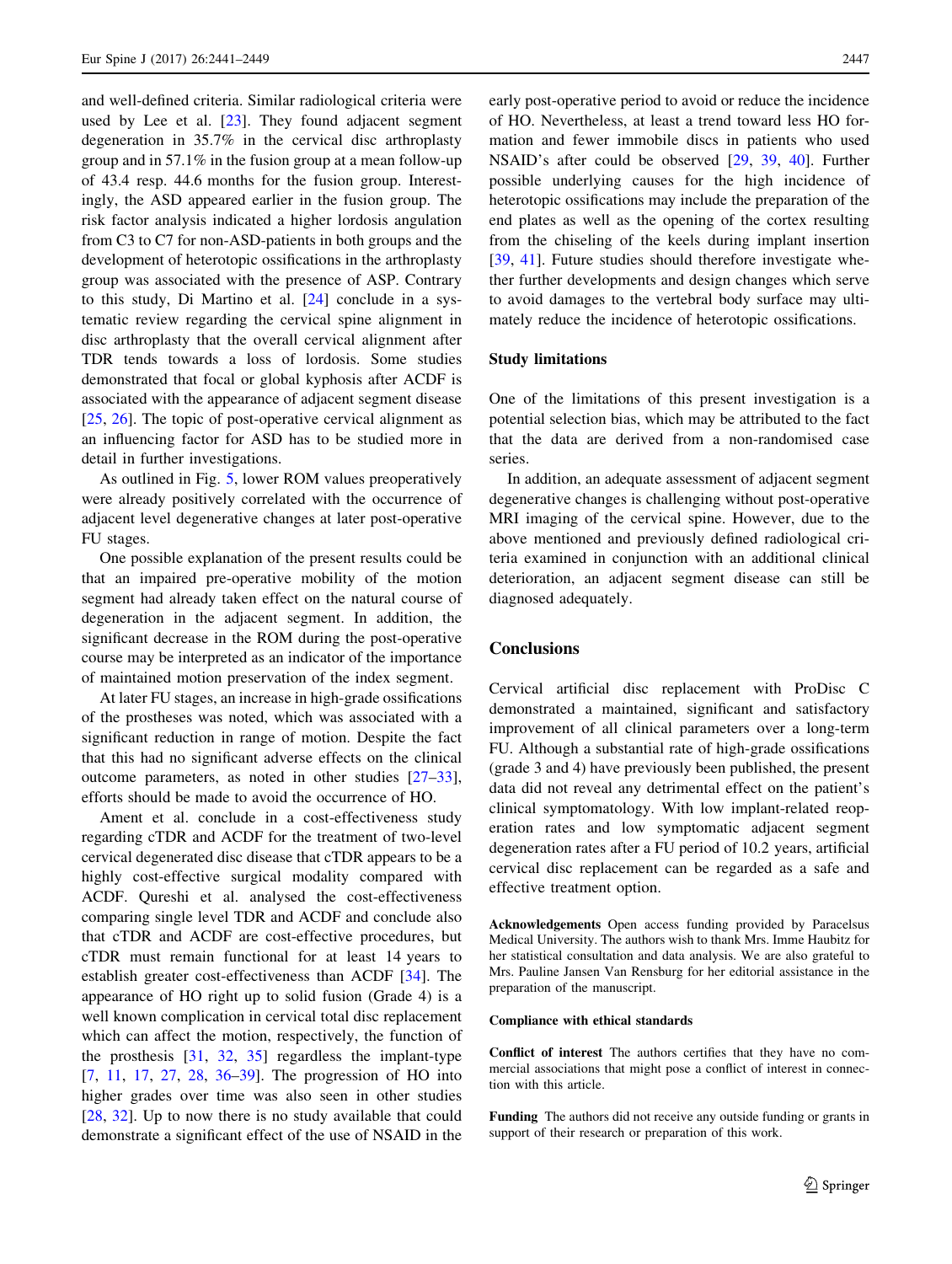and well-defined criteria. Similar radiological criteria were used by Lee et al. [23]. They found adjacent segment degeneration in 35.7% in the cervical disc arthroplasty group and in 57.1% in the fusion group at a mean follow-up of 43.4 resp. 44.6 months for the fusion group. Interestingly, the ASD appeared earlier in the fusion group. The risk factor analysis indicated a higher lordosis angulation from C3 to C7 for non-ASD-patients in both groups and the development of heterotopic ossifications in the arthroplasty group was associated with the presence of ASP. Contrary to this study, Di Martino et al. [24] conclude in a systematic review regarding the cervical spine alignment in disc arthroplasty that the overall cervical alignment after TDR tends towards a loss of lordosis. Some studies demonstrated that focal or global kyphosis after ACDF is associated with the appearance of adjacent segment disease [25, 26]. The topic of post-operative cervical alignment as an influencing factor for ASD has to be studied more in detail in further investigations.

As outlined in Fig. 5, lower ROM values preoperatively were already positively correlated with the occurrence of adjacent level degenerative changes at later post-operative FU stages.

One possible explanation of the present results could be that an impaired pre-operative mobility of the motion segment had already taken effect on the natural course of degeneration in the adjacent segment. In addition, the significant decrease in the ROM during the post-operative course may be interpreted as an indicator of the importance of maintained motion preservation of the index segment.

At later FU stages, an increase in high-grade ossifications of the prostheses was noted, which was associated with a significant reduction in range of motion. Despite the fact that this had no significant adverse effects on the clinical outcome parameters, as noted in other studies [27–33], efforts should be made to avoid the occurrence of HO.

Ament et al. conclude in a cost-effectiveness study regarding cTDR and ACDF for the treatment of two-level cervical degenerated disc disease that cTDR appears to be a highly cost-effective surgical modality compared with ACDF. Qureshi et al. analysed the cost-effectiveness comparing single level TDR and ACDF and conclude also that cTDR and ACDF are cost-effective procedures, but cTDR must remain functional for at least 14 years to establish greater cost-effectiveness than ACDF [34]. The appearance of HO right up to solid fusion (Grade 4) is a well known complication in cervical total disc replacement which can affect the motion, respectively, the function of the prosthesis [31, 32, 35] regardless the implant-type [7, 11, 17, 27, 28, 36–39]. The progression of HO into higher grades over time was also seen in other studies [28, 32]. Up to now there is no study available that could demonstrate a significant effect of the use of NSAID in the early post-operative period to avoid or reduce the incidence of HO. Nevertheless, at least a trend toward less HO formation and fewer immobile discs in patients who used NSAID's after could be observed [29, 39, 40]. Further possible underlying causes for the high incidence of heterotopic ossifications may include the preparation of the end plates as well as the opening of the cortex resulting from the chiseling of the keels during implant insertion [39, 41]. Future studies should therefore investigate whether further developments and design changes which serve to avoid damages to the vertebral body surface may ultimately reduce the incidence of heterotopic ossifications.

## Study limitations

One of the limitations of this present investigation is a potential selection bias, which may be attributed to the fact that the data are derived from a non-randomised case series.

In addition, an adequate assessment of adjacent segment degenerative changes is challenging without post-operative MRI imaging of the cervical spine. However, due to the above mentioned and previously defined radiological criteria examined in conjunction with an additional clinical deterioration, an adjacent segment disease can still be diagnosed adequately.

## Conclusions

Cervical artificial disc replacement with ProDisc C demonstrated a maintained, significant and satisfactory improvement of all clinical parameters over a long-term FU. Although a substantial rate of high-grade ossifications (grade 3 and 4) have previously been published, the present data did not reveal any detrimental effect on the patient's clinical symptomatology. With low implant-related reoperation rates and low symptomatic adjacent segment degeneration rates after a FU period of 10.2 years, artificial cervical disc replacement can be regarded as a safe and effective treatment option.

**Acknowledgements** Open access funding provided by Paracelsus Medical University. The authors wish to thank Mrs. Imme Haubitz for her statistical consultation and data analysis. We are also grateful to Mrs. Pauline Jansen Van Rensburg for her editorial assistance in the preparation of the manuscript.

#### Compliance with ethical standards

**Conflict of interest** The authors certifies that they have no commercial associations that might pose a conflict of interest in connection with this article.

**Funding** The authors did not receive any outside funding or grants in support of their research or preparation of this work.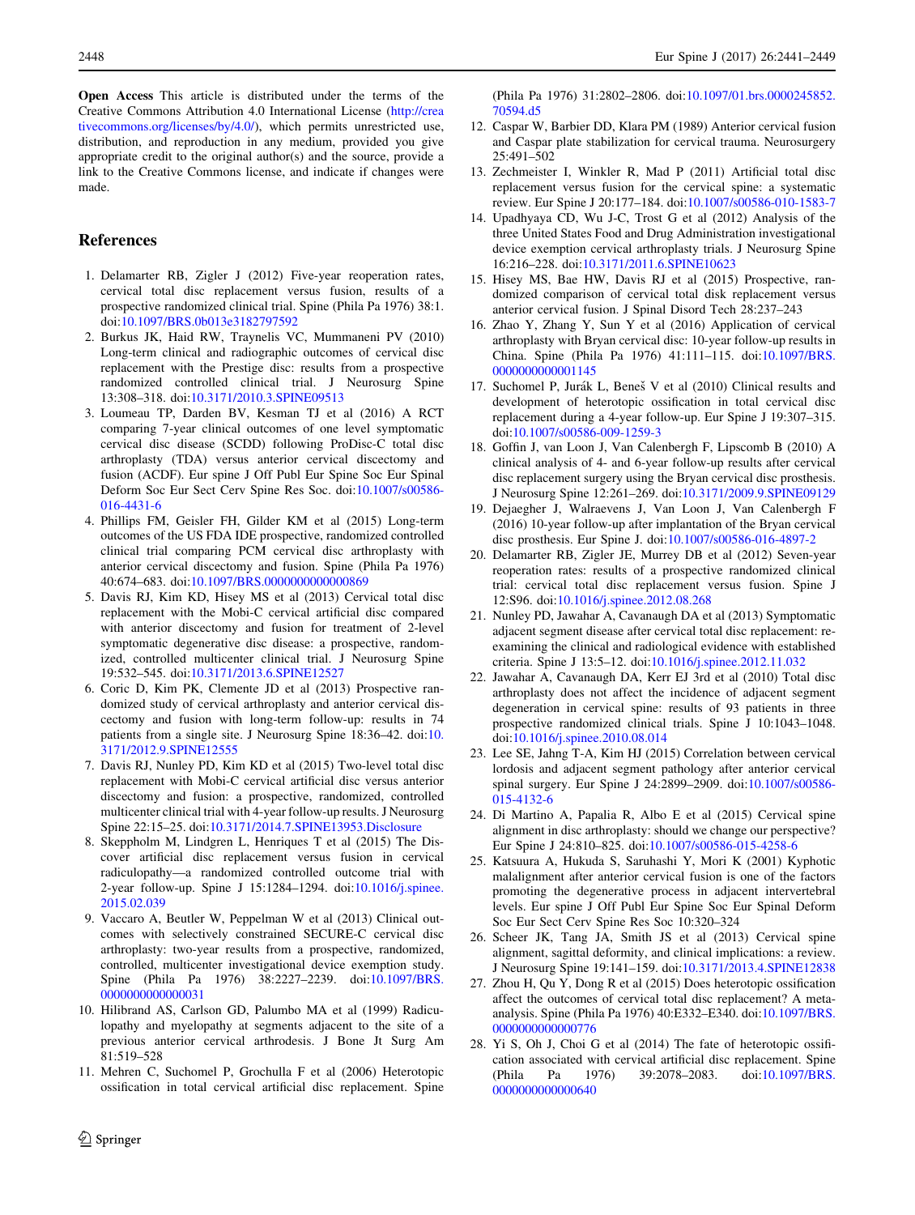**Open Access** This article is distributed under the terms of the Creative Commons Attribution 4.0 International License (http://creativecommons.org/licenses/by/4.0/), which permits unrestricted use, distribution, and reproduction in any medium, provided you give appropriate credit to the original author(s) and the source, provide a link to the Creative Commons license, and indicate if changes were made.

## References

1. Delamarter RB, Zigler J (2012) Five-year reoperation rates, cervical total disc replacement versus fusion, results of a prospective randomized clinical trial. Spine (Phila Pa 1976) 38:1. doi:10.1097/BRS.0b013e3182797592
2. Burkus JK, Haid RW, Traynelis VC, Mummaneni PV (2010) Long-term clinical and radiographic outcomes of cervical disc replacement with the Prestige disc: results from a prospective randomized controlled clinical trial. J Neurosurg Spine 13:308–318. doi:10.3171/2010.3.SPINE09513
3. Loumeau TP, Darden BV, Kesman TJ et al (2016) A RCT comparing 7-year clinical outcomes of one level symptomatic cervical disc disease (SCDD) following ProDisc-C total disc arthroplasty (TDA) versus anterior cervical discectomy and fusion (ACDF). Eur spine J Off Publ Eur Spine Soc Eur Spinal Deform Soc Eur Sect Cerv Spine Res Soc. doi:10.1007/s00586-016-4431-6
4. Phillips FM, Geisler FH, Gilder KM et al (2015) Long-term outcomes of the US FDA IDE prospective, randomized controlled clinical trial comparing PCM cervical disc arthroplasty with anterior cervical discectomy and fusion. Spine (Phila Pa 1976) 40:674–683. doi:10.1097/BRS.0000000000000869
5. Davis RJ, Kim KD, Hisey MS et al (2013) Cervical total disc replacement with the Mobi-C cervical artificial disc compared with anterior discectomy and fusion for treatment of 2-level symptomatic degenerative disc disease: a prospective, randomized, controlled multicenter clinical trial. J Neurosurg Spine 19:532–545. doi:10.3171/2013.6.SPINE12527
6. Coric D, Kim PK, Clemente JD et al (2013) Prospective randomized study of cervical arthroplasty and anterior cervical discectomy and fusion with long-term follow-up: results in 74 patients from a single site. J Neurosurg Spine 18:36–42. doi:10.3171/2012.9.SPINE12555
7. Davis RJ, Nunley PD, Kim KD et al (2015) Two-level total disc replacement with Mobi-C cervical artificial disc versus anterior discectomy and fusion: a prospective, randomized, controlled multicenter clinical trial with 4-year follow-up results. J Neurosurg Spine 22:15–25. doi:10.3171/2014.7.SPINE13953.Disclosure
8. Skeppholm M, Lindgren L, Henriques T et al (2015) The Discover artificial disc replacement versus fusion in cervical radiculopathy—a randomized controlled outcome trial with 2-year follow-up. Spine J 15:1284–1294. doi:10.1016/j.spinee.2015.02.039
9. Vaccaro A, Beutler W, Peppelman W et al (2013) Clinical outcomes with selectively constrained SECURE-C cervical disc arthroplasty: two-year results from a prospective, randomized, controlled, multicenter investigational device exemption study. Spine (Phila Pa 1976) 38:2227–2239. doi:10.1097/BRS.0000000000000031
10. Hilibrand AS, Carlson GD, Palumbo MA et al (1999) Radiculopathy and myelopathy at segments adjacent to the site of a previous anterior cervical arthrodesis. J Bone Jt Surg Am 81:519–528
11. Mehren C, Suchomel P, Grochulla F et al (2006) Heterotopic ossification in total cervical artificial disc replacement. Spine (Phila Pa 1976) 31:2802–2806. doi:10.1097/01.brs.0000245852.70594.d5
12. Caspar W, Barbier DD, Klara PM (1989) Anterior cervical fusion and Caspar plate stabilization for cervical trauma. Neurosurgery 25:491–502
13. Zechmeister I, Winkler R, Mad P (2011) Artificial total disc replacement versus fusion for the cervical spine: a systematic review. Eur Spine J 20:177–184. doi:10.1007/s00586-010-1583-7
14. Upadhyaya CD, Wu J-C, Trost G et al (2012) Analysis of the three United States Food and Drug Administration investigational device exemption cervical arthroplasty trials. J Neurosurg Spine 16:216–228. doi:10.3171/2011.6.SPINE10623
15. Hisey MS, Bae HW, Davis RJ et al (2015) Prospective, randomized comparison of cervical total disk replacement versus anterior cervical fusion. J Spinal Disord Tech 28:237–243
16. Zhao Y, Zhang Y, Sun Y et al (2016) Application of cervical arthroplasty with Bryan cervical disc: 10-year follow-up results in China. Spine (Phila Pa 1976) 41:111–115. doi:10.1097/BRS.0000000000001145
17. Suchomel P, Jurák L, Beneš V et al (2010) Clinical results and development of heterotopic ossification in total cervical disc replacement during a 4-year follow-up. Eur Spine J 19:307–315. doi:10.1007/s00586-009-1259-3
18. Goffin J, van Loon J, Van Calenbergh F, Lipscomb B (2010) A clinical analysis of 4- and 6-year follow-up results after cervical disc replacement surgery using the Bryan cervical disc prosthesis. J Neurosurg Spine 12:261–269. doi:10.3171/2009.9.SPINE09129
19. Dejaegher J, Walraevens J, Van Loon J, Van Calenbergh F (2016) 10-year follow-up after implantation of the Bryan cervical disc prosthesis. Eur Spine J. doi:10.1007/s00586-016-4897-2
20. Delamarter RB, Zigler JE, Murrey DB et al (2012) Seven-year reoperation rates: results of a prospective randomized clinical trial: cervical total disc replacement versus fusion. Spine J 12:S96. doi:10.1016/j.spinee.2012.08.268
21. Nunley PD, Jawahar A, Cavanaugh DA et al (2013) Symptomatic adjacent segment disease after cervical total disc replacement: re-examining the clinical and radiological evidence with established criteria. Spine J 13:5–12. doi:10.1016/j.spinee.2012.11.032
22. Jawahar A, Cavanaugh DA, Kerr EJ 3rd et al (2010) Total disc arthroplasty does not affect the incidence of adjacent segment degeneration in cervical spine: results of 93 patients in three prospective randomized clinical trials. Spine J 10:1043–1048. doi:10.1016/j.spinee.2010.08.014
23. Lee SE, Jahng T-A, Kim HJ (2015) Correlation between cervical lordosis and adjacent segment pathology after anterior cervical spinal surgery. Eur Spine J 24:2899–2909. doi:10.1007/s00586-015-4132-6
24. Di Martino A, Papalia R, Albo E et al (2015) Cervical spine alignment in disc arthroplasty: should we change our perspective? Eur Spine J 24:810–825. doi:10.1007/s00586-015-4258-6
25. Katsuura A, Hukuda S, Saruhashi Y, Mori K (2001) Kyphotic malalignment after anterior cervical fusion is one of the factors promoting the degenerative process in adjacent intervertebral levels. Eur spine J Off Publ Eur Spine Soc Eur Spinal Deform Soc Eur Sect Cerv Spine Res Soc 10:320–324
26. Scheer JK, Tang JA, Smith JS et al (2013) Cervical spine alignment, sagittal deformity, and clinical implications: a review. J Neurosurg Spine 19:141–159. doi:10.3171/2013.4.SPINE12838
27. Zhou H, Qu Y, Dong R et al (2015) Does heterotopic ossification affect the outcomes of cervical total disc replacement? A meta-analysis. Spine (Phila Pa 1976) 40:E332–E340. doi:10.1097/BRS.0000000000000776
28. Yi S, Oh J, Choi G et al (2014) The fate of heterotopic ossification associated with cervical artificial disc replacement. Spine (Phila Pa 1976) 39:2078–2083. doi:10.1097/BRS.0000000000000640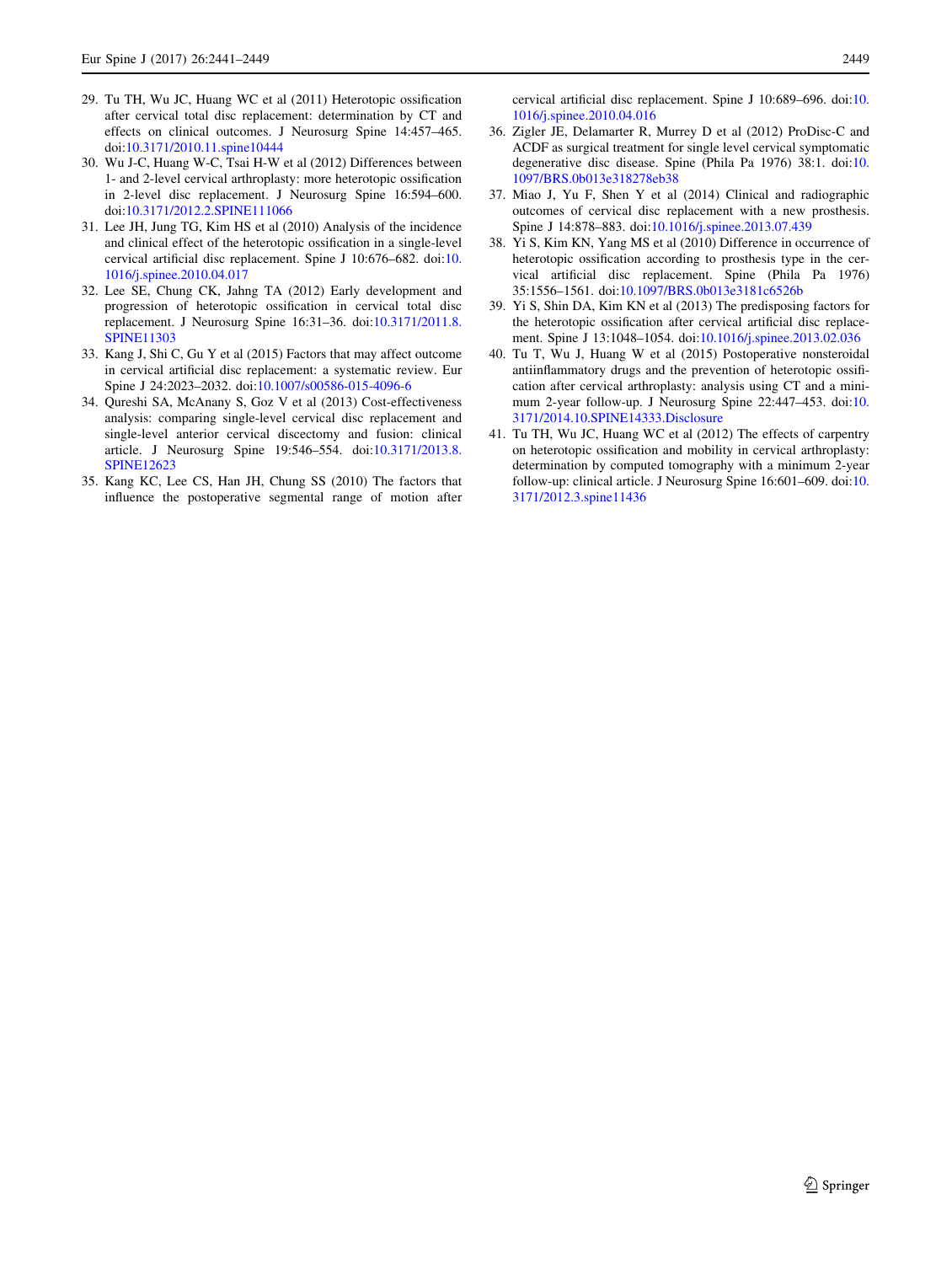29. Tu TH, Wu JC, Huang WC et al (2011) Heterotopic ossification after cervical total disc replacement: determination by CT and effects on clinical outcomes. J Neurosurg Spine 14:457–465. doi:10.3171/2010.11.spine10444
30. Wu J-C, Huang W-C, Tsai H-W et al (2012) Differences between 1- and 2-level cervical arthroplasty: more heterotopic ossification in 2-level disc replacement. J Neurosurg Spine 16:594–600. doi:10.3171/2012.2.SPINE111066
31. Lee JH, Jung TG, Kim HS et al (2010) Analysis of the incidence and clinical effect of the heterotopic ossification in a single-level cervical artificial disc replacement. Spine J 10:676–682. doi:10.1016/j.spinee.2010.04.017
32. Lee SE, Chung CK, Jahng TA (2012) Early development and progression of heterotopic ossification in cervical total disc replacement. J Neurosurg Spine 16:31–36. doi:10.3171/2011.8.SPINE11303
33. Kang J, Shi C, Gu Y et al (2015) Factors that may affect outcome in cervical artificial disc replacement: a systematic review. Eur Spine J 24:2023–2032. doi:10.1007/s00586-015-4096-6
34. Qureshi SA, McAnany S, Goz V et al (2013) Cost-effectiveness analysis: comparing single-level cervical disc replacement and single-level anterior cervical discectomy and fusion: clinical article. J Neurosurg Spine 19:546–554. doi:10.3171/2013.8.SPINE12623
35. Kang KC, Lee CS, Han JH, Chung SS (2010) The factors that influence the postoperative segmental range of motion after cervical artificial disc replacement. Spine J 10:689–696. doi:10.1016/j.spinee.2010.04.016
36. Zigler JE, Delamarter R, Murrey D et al (2012) ProDisc-C and ACDF as surgical treatment for single level cervical symptomatic degenerative disc disease. Spine (Phila Pa 1976) 38:1. doi:10.1097/BRS.0b013e318278eb38
37. Miao J, Yu F, Shen Y et al (2014) Clinical and radiographic outcomes of cervical disc replacement with a new prosthesis. Spine J 14:878–883. doi:10.1016/j.spinee.2013.07.439
38. Yi S, Kim KN, Yang MS et al (2010) Difference in occurrence of heterotopic ossification according to prosthesis type in the cervical artificial disc replacement. Spine (Phila Pa 1976) 35:1556–1561. doi:10.1097/BRS.0b013e3181c6526b
39. Yi S, Shin DA, Kim KN et al (2013) The predisposing factors for the heterotopic ossification after cervical artificial disc replacement. Spine J 13:1048–1054. doi:10.1016/j.spinee.2013.02.036
40. Tu T, Wu J, Huang W et al (2015) Postoperative nonsteroidal antiinflammatory drugs and the prevention of heterotopic ossification after cervical arthroplasty: analysis using CT and a minimum 2-year follow-up. J Neurosurg Spine 22:447–453. doi:10.3171/2014.10.SPINE14333.Disclosure
41. Tu TH, Wu JC, Huang WC et al (2012) The effects of carpentry on heterotopic ossification and mobility in cervical arthroplasty: determination by computed tomography with a minimum 2-year follow-up: clinical article. J Neurosurg Spine 16:601–609. doi:10.3171/2012.3.spine11436